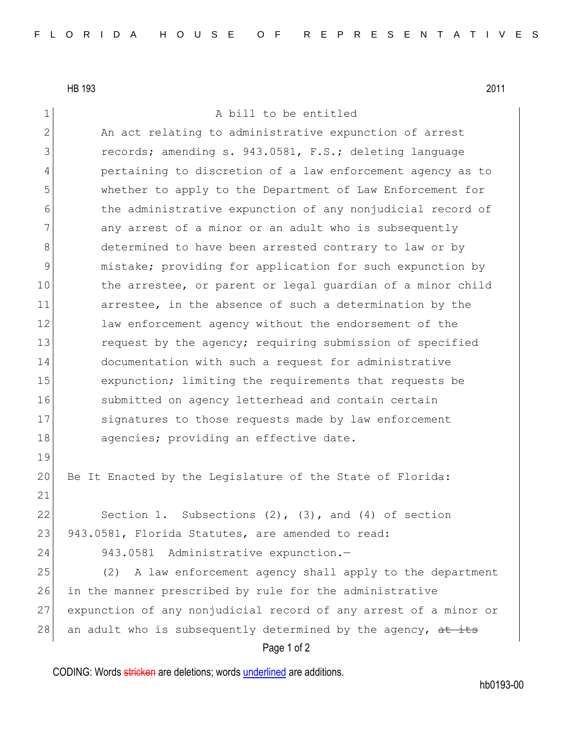HB 193 2011

A bill to be entitled

An act relating to administrative expunction of arrest records; amending s. 943.0581, F.S.; deleting language pertaining to discretion of a law enforcement agency as to whether to apply to the Department of Law Enforcement for the administrative expunction of any nonjudicial record of any arrest of a minor or an adult who is subsequently determined to have been arrested contrary to law or by mistake; providing for application for such expunction by the arrestee, or parent or legal guardian of a minor child arrestee, in the absence of such a determination by the law enforcement agency without the endorsement of the request by the agency; requiring submission of specified documentation with such a request for administrative expunction; limiting the requirements that requests be submitted on agency letterhead and contain certain signatures to those requests made by law enforcement agencies; providing an effective date.

Be It Enacted by the Legislature of the State of Florida:

Section 1. Subsections (2), (3), and (4) of section 943.0581, Florida Statutes, are amended to read:

943.0581 Administrative expunction.—

(2) A law enforcement agency shall apply to the department in the manner prescribed by rule for the administrative expunction of any nonjudicial record of any arrest of a minor or an adult who is subsequently determined by the agency, ~~at its~~

CODING: Words ~~stricken~~ are deletions; words underlined are additions.

hb0193-00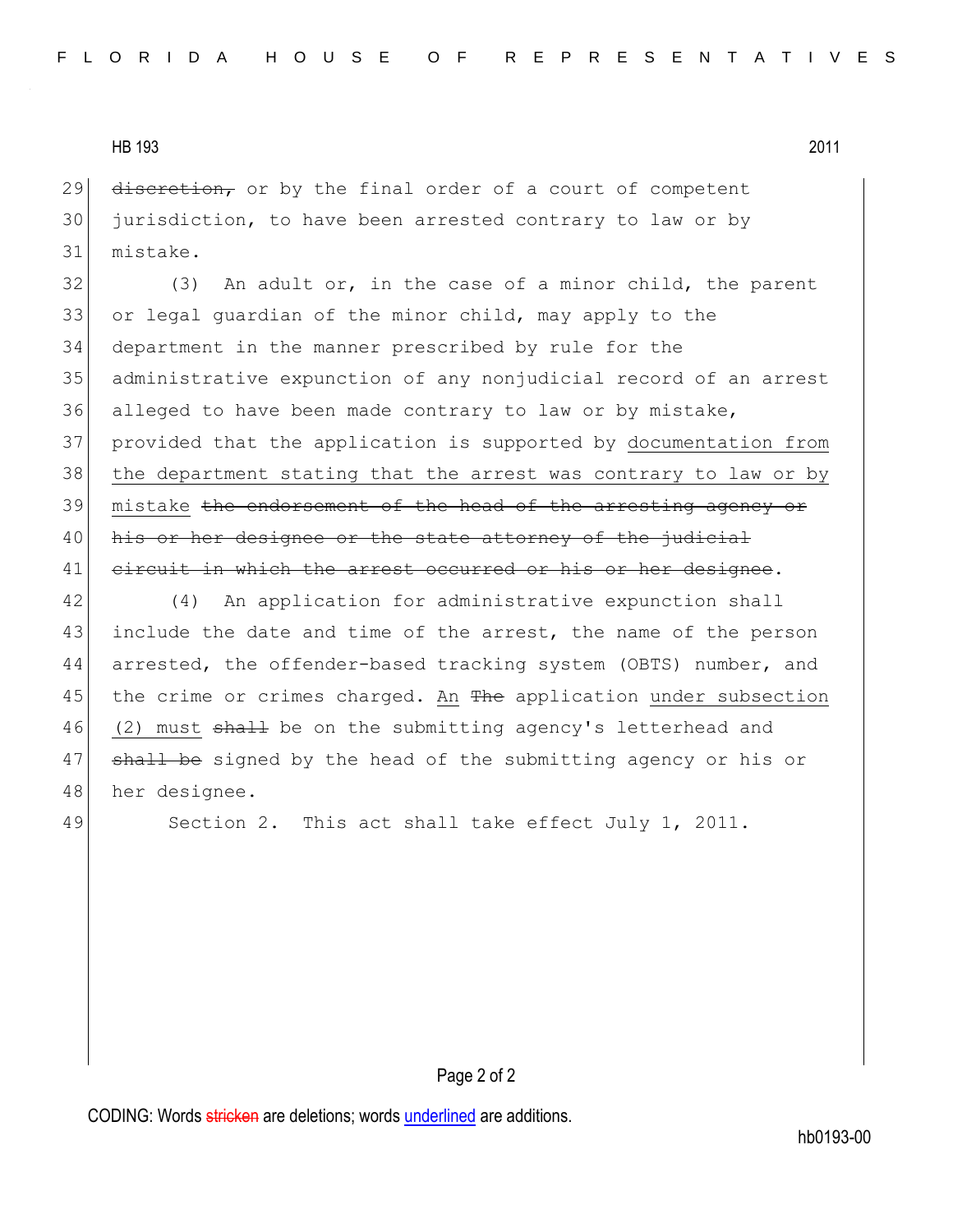~~discretion,~~ or by the final order of a court of competent jurisdiction, to have been arrested contrary to law or by mistake.

(3) An adult or, in the case of a minor child, the parent or legal guardian of the minor child, may apply to the department in the manner prescribed by rule for the administrative expunction of any nonjudicial record of an arrest alleged to have been made contrary to law or by mistake, provided that the application is supported by <u>documentation from the department stating that the arrest was contrary to law or by mistake</u> ~~the endorsement of the head of the arresting agency or his or her designee or the state attorney of the judicial circuit in which the arrest occurred or his or her designee~~.

(4) An application for administrative expunction shall include the date and time of the arrest, the name of the person arrested, the offender-based tracking system (OBTS) number, and the crime or crimes charged. <u>An</u> ~~The~~ application <u>under subsection (2) must</u> ~~shall~~ be on the submitting agency's letterhead and ~~shall be~~ signed by the head of the submitting agency or his or her designee.

Section 2. This act shall take effect July 1, 2011.

CODING: Words ~~stricken~~ are deletions; words <u>underlined</u> are additions.